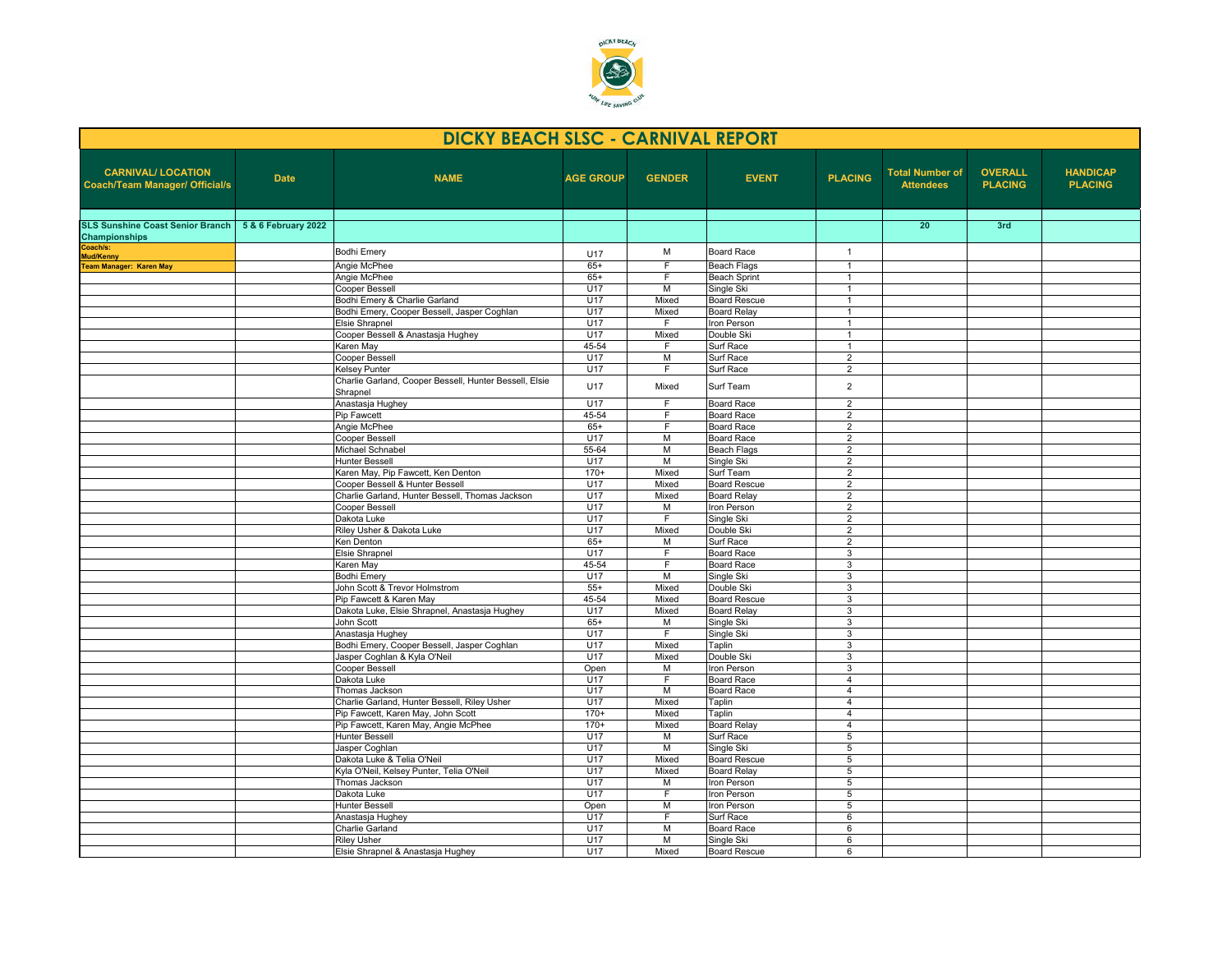# DICKY BEACH SLSC - CARNIVAL REPORT

| CARNIVAL/ LOCATION Coach/Team Manager/ Official/s | Date | NAME | AGE GROUP | GENDER | EVENT | PLACING | Total Number of Attendees | OVERALL PLACING | HANDICAP PLACING |
|---|---|---|---|---|---|---|---|---|---|
| | | | | | | | | | |
| **SLS Sunshine Coast Senior Branch Championships** | **5 & 6 February 2022** | | | | | | **20** | **3rd** | |
| **Coach/s: Mud/Kenny** | | Bodhi Emery | U17 | M | Board Race | 1 | | | |
| **Team Manager: Karen May** | | Angie McPhee | 65+ | F | Beach Flags | 1 | | | |
| | | Angie McPhee | 65+ | F | Beach Sprint | 1 | | | |
| | | Cooper Bessell | U17 | M | Single Ski | 1 | | | |
| | | Bodhi Emery & Charlie Garland | U17 | Mixed | Board Rescue | 1 | | | |
| | | Bodhi Emery, Cooper Bessell, Jasper Coghlan | U17 | Mixed | Board Relay | 1 | | | |
| | | Elsie Shrapnel | U17 | F | Iron Person | 1 | | | |
| | | Cooper Bessell & Anastasja Hughey | U17 | Mixed | Double Ski | 1 | | | |
| | | Karen May | 45-54 | F | Surf Race | 1 | | | |
| | | Cooper Bessell | U17 | M | Surf Race | 2 | | | |
| | | Kelsey Punter | U17 | F | Surf Race | 2 | | | |
| | | Charlie Garland, Cooper Bessell, Hunter Bessell, Elsie Shrapnel | U17 | Mixed | Surf Team | 2 | | | |
| | | Anastasja Hughey | U17 | F | Board Race | 2 | | | |
| | | Pip Fawcett | 45-54 | F | Board Race | 2 | | | |
| | | Angie McPhee | 65+ | F | Board Race | 2 | | | |
| | | Cooper Bessell | U17 | M | Board Race | 2 | | | |
| | | Michael Schnabel | 55-64 | M | Beach Flags | 2 | | | |
| | | Hunter Bessell | U17 | M | Single Ski | 2 | | | |
| | | Karen May, Pip Fawcett, Ken Denton | 170+ | Mixed | Surf Team | 2 | | | |
| | | Cooper Bessell & Hunter Bessell | U17 | Mixed | Board Rescue | 2 | | | |
| | | Charlie Garland, Hunter Bessell, Thomas Jackson | U17 | Mixed | Board Relay | 2 | | | |
| | | Cooper Bessell | U17 | M | Iron Person | 2 | | | |
| | | Dakota Luke | U17 | F | Single Ski | 2 | | | |
| | | Riley Usher & Dakota Luke | U17 | Mixed | Double Ski | 2 | | | |
| | | Ken Denton | 65+ | M | Surf Race | 2 | | | |
| | | Elsie Shrapnel | U17 | F | Board Race | 3 | | | |
| | | Karen May | 45-54 | F | Board Race | 3 | | | |
| | | Bodhi Emery | U17 | M | Single Ski | 3 | | | |
| | | John Scott & Trevor Holmstrom | 55+ | Mixed | Double Ski | 3 | | | |
| | | Pip Fawcett & Karen May | 45-54 | Mixed | Board Rescue | 3 | | | |
| | | Dakota Luke, Elsie Shrapnel, Anastasja Hughey | U17 | Mixed | Board Relay | 3 | | | |
| | | John Scott | 65+ | M | Single Ski | 3 | | | |
| | | Anastasja Hughey | U17 | F | Single Ski | 3 | | | |
| | | Bodhi Emery, Cooper Bessell, Jasper Coghlan | U17 | Mixed | Taplin | 3 | | | |
| | | Jasper Coghlan & Kyla O'Neil | U17 | Mixed | Double Ski | 3 | | | |
| | | Cooper Bessell | Open | M | Iron Person | 3 | | | |
| | | Dakota Luke | U17 | F | Board Race | 4 | | | |
| | | Thomas Jackson | U17 | M | Board Race | 4 | | | |
| | | Charlie Garland, Hunter Bessell, Riley Usher | U17 | Mixed | Taplin | 4 | | | |
| | | Pip Fawcett, Karen May, John Scott | 170+ | Mixed | Taplin | 4 | | | |
| | | Pip Fawcett, Karen May, Angie McPhee | 170+ | Mixed | Board Relay | 4 | | | |
| | | Hunter Bessell | U17 | M | Surf Race | 5 | | | |
| | | Jasper Coghlan | U17 | M | Single Ski | 5 | | | |
| | | Dakota Luke & Telia O'Neil | U17 | Mixed | Board Rescue | 5 | | | |
| | | Kyla O'Neil, Kelsey Punter, Telia O'Neil | U17 | Mixed | Board Relay | 5 | | | |
| | | Thomas Jackson | U17 | M | Iron Person | 5 | | | |
| | | Dakota Luke | U17 | F | Iron Person | 5 | | | |
| | | Hunter Bessell | Open | M | Iron Person | 5 | | | |
| | | Anastasja Hughey | U17 | F | Surf Race | 6 | | | |
| | | Charlie Garland | U17 | M | Board Race | 6 | | | |
| | | Riley Usher | U17 | M | Single Ski | 6 | | | |
| | | Elsie Shrapnel & Anastasja Hughey | U17 | Mixed | Board Rescue | 6 | | | |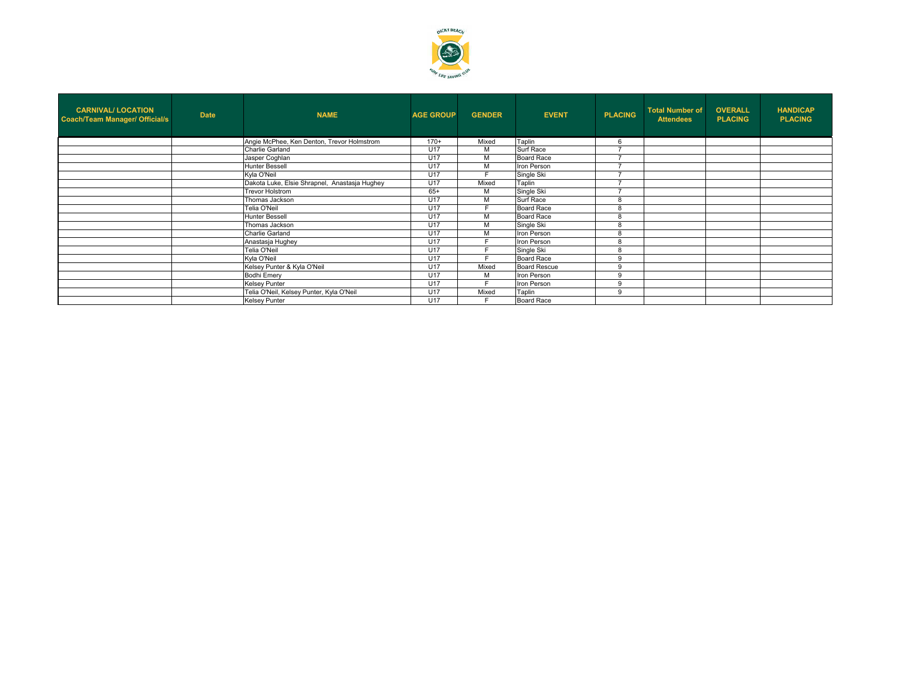| CARNIVAL/ LOCATION Coach/Team Manager/ Official/s | Date | NAME | AGE GROUP | GENDER | EVENT | PLACING | Total Number of Attendees | OVERALL PLACING | HANDICAP PLACING |
|---|---|---|---|---|---|---|---|---|---|
| | | Angie McPhee, Ken Denton, Trevor Holmstrom | 170+ | Mixed | Taplin | 6 | | | |
| | | Charlie Garland | U17 | M | Surf Race | 7 | | | |
| | | Jasper Coghlan | U17 | M | Board Race | 7 | | | |
| | | Hunter Bessell | U17 | M | Iron Person | 7 | | | |
| | | Kyla O'Neil | U17 | F | Single Ski | 7 | | | |
| | | Dakota Luke, Elsie Shrapnel, Anastasja Hughey | U17 | Mixed | Taplin | 7 | | | |
| | | Trevor Holstrom | 65+ | M | Single Ski | 7 | | | |
| | | Thomas Jackson | U17 | M | Surf Race | 8 | | | |
| | | Telia O'Neil | U17 | F | Board Race | 8 | | | |
| | | Hunter Bessell | U17 | M | Board Race | 8 | | | |
| | | Thomas Jackson | U17 | M | Single Ski | 8 | | | |
| | | Charlie Garland | U17 | M | Iron Person | 8 | | | |
| | | Anastasja Hughey | U17 | F | Iron Person | 8 | | | |
| | | Telia O'Neil | U17 | F | Single Ski | 8 | | | |
| | | Kyla O'Neil | U17 | F | Board Race | 9 | | | |
| | | Kelsey Punter & Kyla O'Neil | U17 | Mixed | Board Rescue | 9 | | | |
| | | Bodhi Emery | U17 | M | Iron Person | 9 | | | |
| | | Kelsey Punter | U17 | F | Iron Person | 9 | | | |
| | | Telia O'Neil, Kelsey Punter, Kyla O'Neil | U17 | Mixed | Taplin | 9 | | | |
| | | Kelsey Punter | U17 | F | Board Race | | | | |